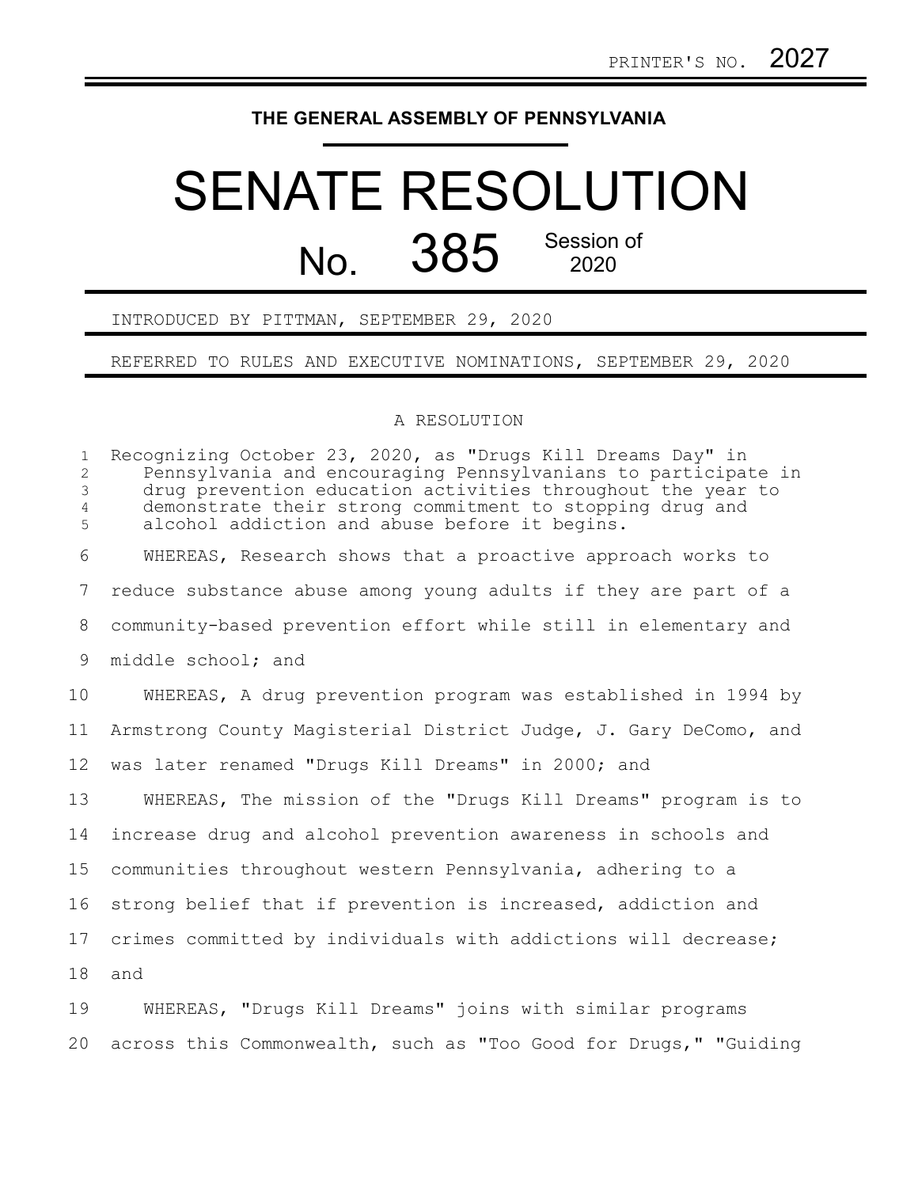PRINTER'S NO. 2027

**THE GENERAL ASSEMBLY OF PENNSYLVANIA**

# SENATE RESOLUTION

## No. 385 Session of 2020

INTRODUCED BY PITTMAN, SEPTEMBER 29, 2020

REFERRED TO RULES AND EXECUTIVE NOMINATIONS, SEPTEMBER 29, 2020

A RESOLUTION

Recognizing October 23, 2020, as "Drugs Kill Dreams Day" in Pennsylvania and encouraging Pennsylvanians to participate in drug prevention education activities throughout the year to demonstrate their strong commitment to stopping drug and alcohol addiction and abuse before it begins.

WHEREAS, Research shows that a proactive approach works to reduce substance abuse among young adults if they are part of a community-based prevention effort while still in elementary and middle school; and

WHEREAS, A drug prevention program was established in 1994 by Armstrong County Magisterial District Judge, J. Gary DeComo, and was later renamed "Drugs Kill Dreams" in 2000; and

WHEREAS, The mission of the "Drugs Kill Dreams" program is to increase drug and alcohol prevention awareness in schools and communities throughout western Pennsylvania, adhering to a strong belief that if prevention is increased, addiction and crimes committed by individuals with addictions will decrease; and

WHEREAS, "Drugs Kill Dreams" joins with similar programs across this Commonwealth, such as "Too Good for Drugs," "Guiding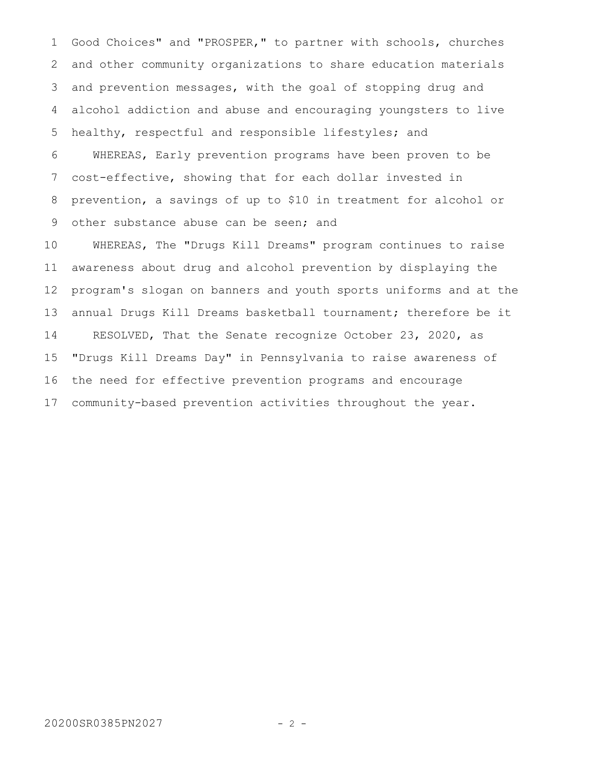Good Choices" and "PROSPER," to partner with schools, churches and other community organizations to share education materials and prevention messages, with the goal of stopping drug and alcohol addiction and abuse and encouraging youngsters to live healthy, respectful and responsible lifestyles; and

WHEREAS, Early prevention programs have been proven to be cost-effective, showing that for each dollar invested in prevention, a savings of up to $10 in treatment for alcohol or other substance abuse can be seen; and

WHEREAS, The "Drugs Kill Dreams" program continues to raise awareness about drug and alcohol prevention by displaying the program's slogan on banners and youth sports uniforms and at the annual Drugs Kill Dreams basketball tournament; therefore be it

RESOLVED, That the Senate recognize October 23, 2020, as "Drugs Kill Dreams Day" in Pennsylvania to raise awareness of the need for effective prevention programs and encourage community-based prevention activities throughout the year.

20200SR0385PN2027